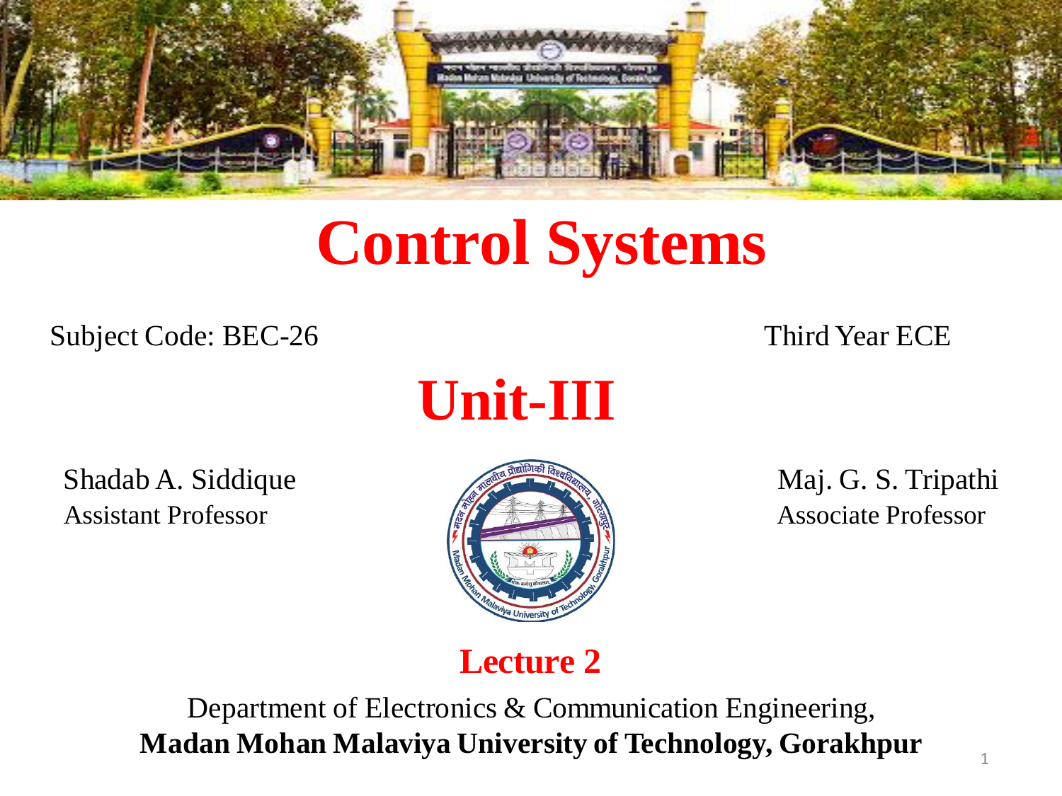# Control Systems

Subject Code: BEC-26

Third Year ECE

## Unit-III

Shadab A. Siddique
Assistant Professor

Maj. G. S. Tripathi
Associate Professor

### Lecture 2

Department of Electronics & Communication Engineering,
**Madan Mohan Malaviya University of Technology, Gorakhpur**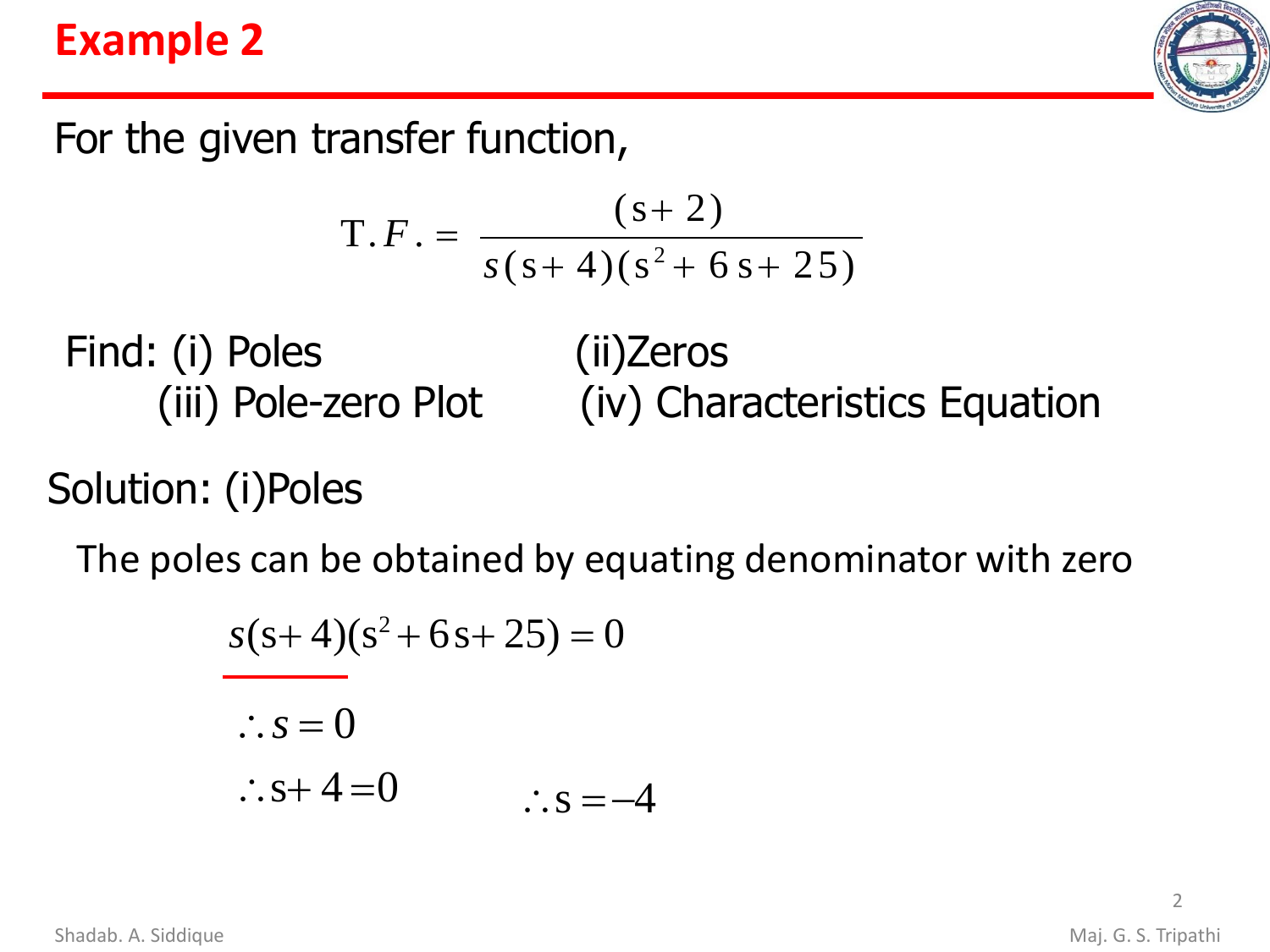# Example 2

For the given transfer function,

$$T.F. = \frac{(s+2)}{s(s+4)(s^2+6s+25)}$$

Find: (i) Poles (ii)Zeros (iii) Pole-zero Plot (iv) Characteristics Equation

Solution: (i)Poles

The poles can be obtained by equating denominator with zero

$$s(s+4)(s^2+6s+25)=0$$

$$\therefore s=0$$

$$\therefore s+4=0 \qquad \therefore s=-4$$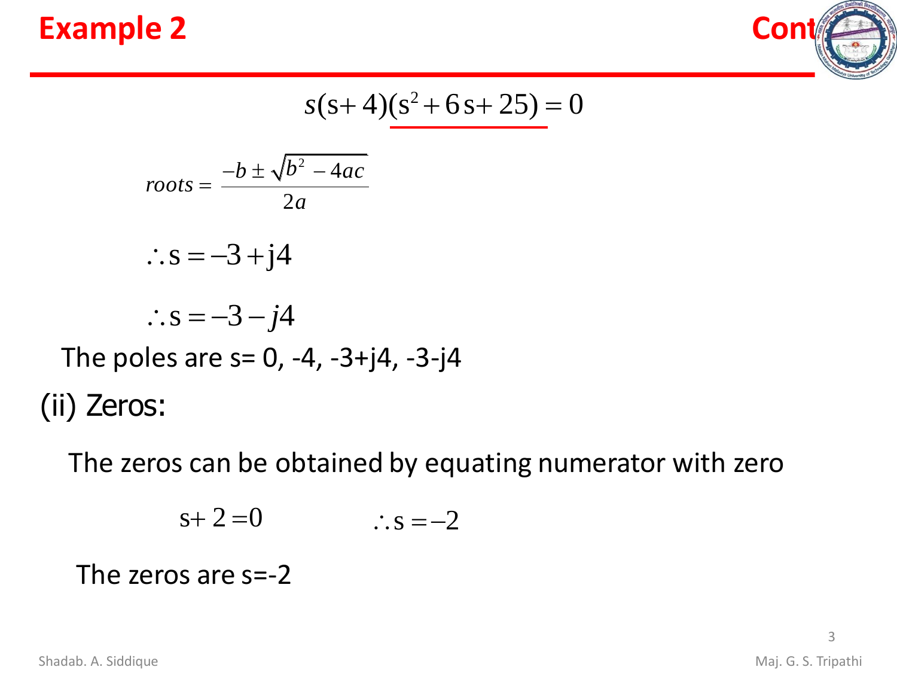## Example 2

Cont

$$s(s+4)(s^2+6s+25)=0$$

$$roots=\frac{-b\pm\sqrt{b^2-4ac}}{2a}$$

$$\therefore s=-3+j4$$

$$\therefore s=-3-j4$$

The poles are s= 0, -4, -3+j4, -3-j4

### (ii) Zeros:

The zeros can be obtained by equating numerator with zero

$$s+2=0 \qquad \therefore s=-2$$

The zeros are s=-2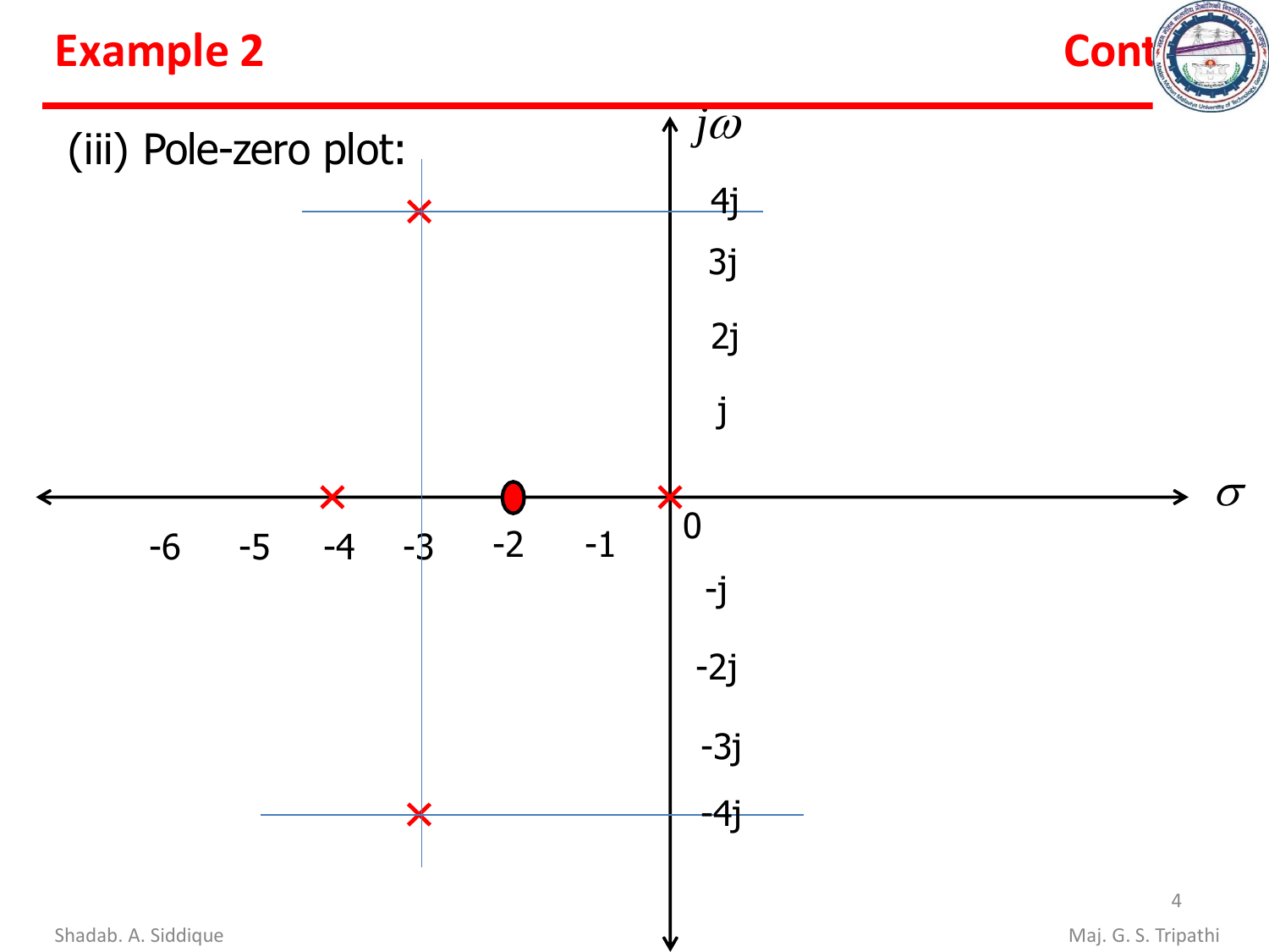# Example 2

Cont

(iii) Pole-zero plot: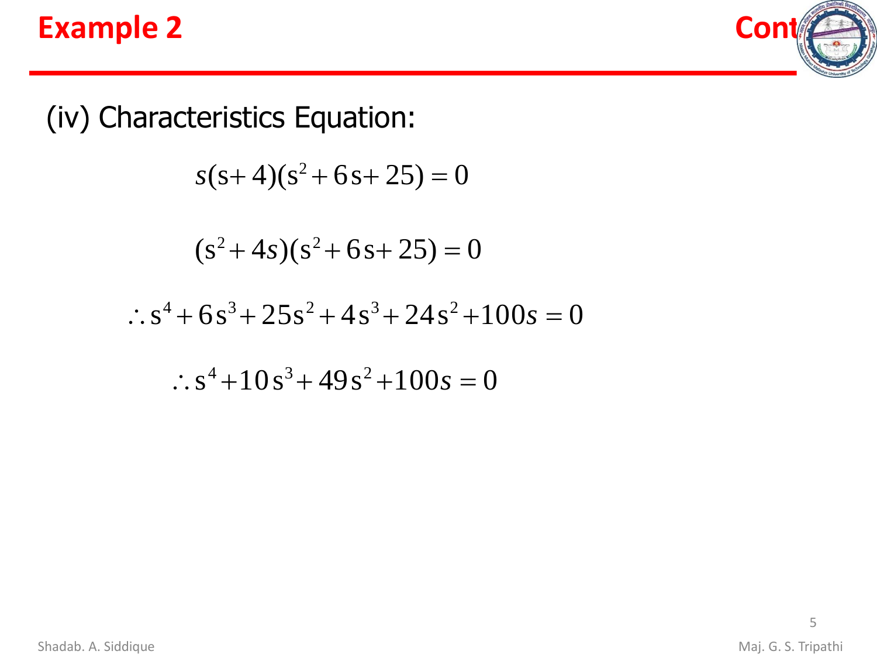## Example 2

**Cont**

(iv) Characteristics Equation:

$$s(s+4)(s^2+6s+25)=0$$

$$(s^2+4s)(s^2+6s+25)=0$$

$$\therefore s^4+6s^3+25s^2+4s^3+24s^2+100s=0$$

$$\therefore s^4+10s^3+49s^2+100s=0$$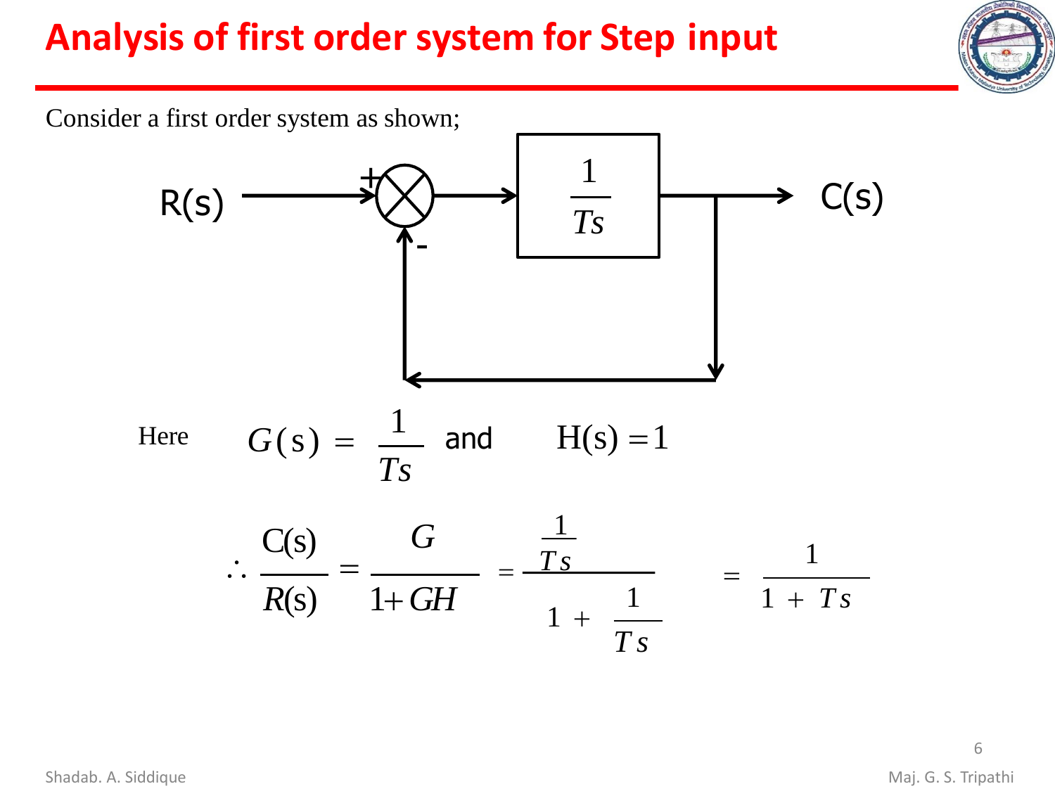# Analysis of first order system for Step input

Consider a first order system as shown;

Here $G(s) = \dfrac{1}{Ts}$ and $H(s) = 1$

$$\therefore \frac{C(s)}{R(s)} = \frac{G}{1+GH} = \frac{\frac{1}{Ts}}{1 + \frac{1}{Ts}} = \frac{1}{1 + Ts}$$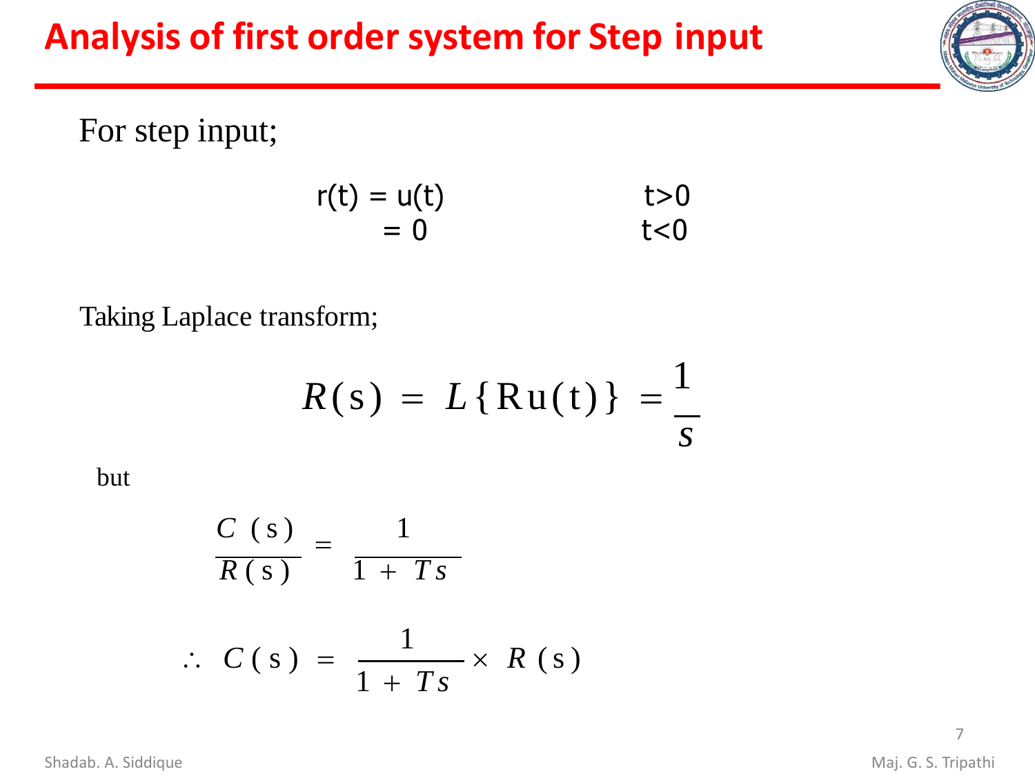# Analysis of first order system for Step input

For step input;

$$r(t) = u(t) \qquad t>0$$
$$= 0 \qquad t<0$$

Taking Laplace transform;

$$R(s) = L\{Ru(t)\} = \frac{1}{s}$$

but

$$\frac{C(s)}{R(s)} = \frac{1}{1 + Ts}$$

$$\therefore \; C(s) = \frac{1}{1 + Ts} \times R(s)$$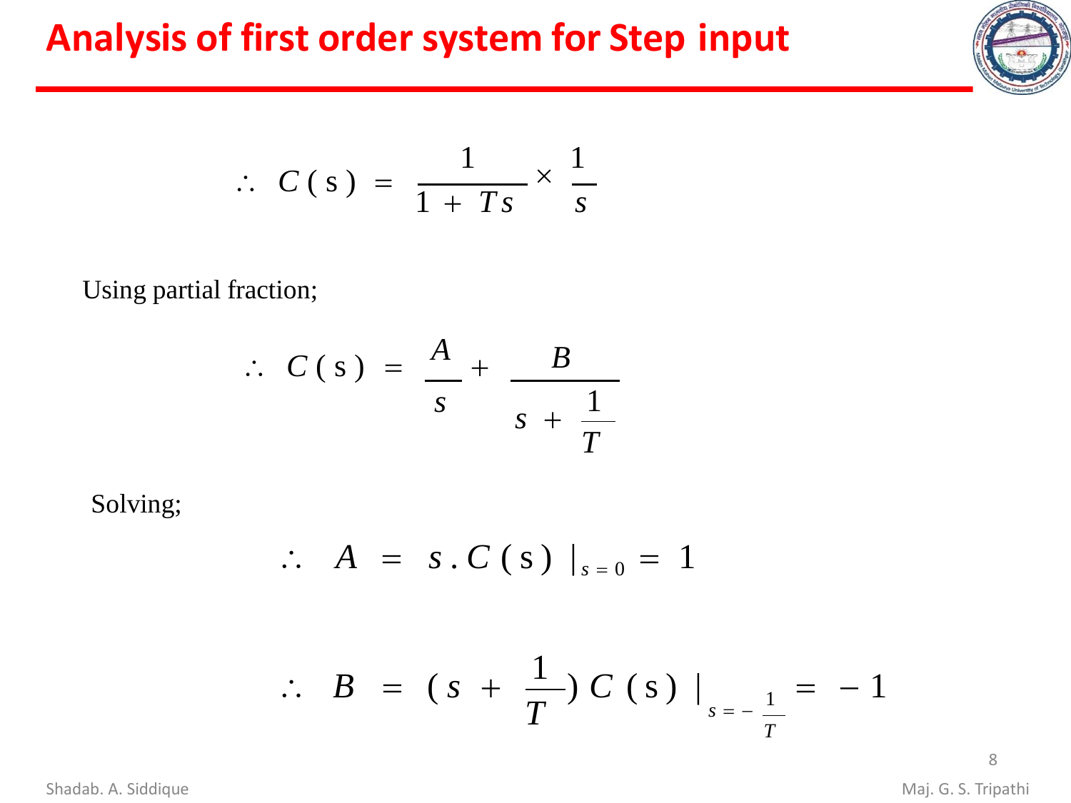# Analysis of first order system for Step input

$$\therefore \; C(s) = \frac{1}{1 + Ts} \times \frac{1}{s}$$

Using partial fraction;

$$\therefore \; C(s) = \frac{A}{s} + \frac{B}{s + \frac{1}{T}}$$

Solving;

$$\therefore \; A = s \,.\, C(s) \,|_{s=0} = 1$$

$$\therefore \; B = (s + \frac{1}{T})\, C(s) \,|_{s=-\frac{1}{T}} = -1$$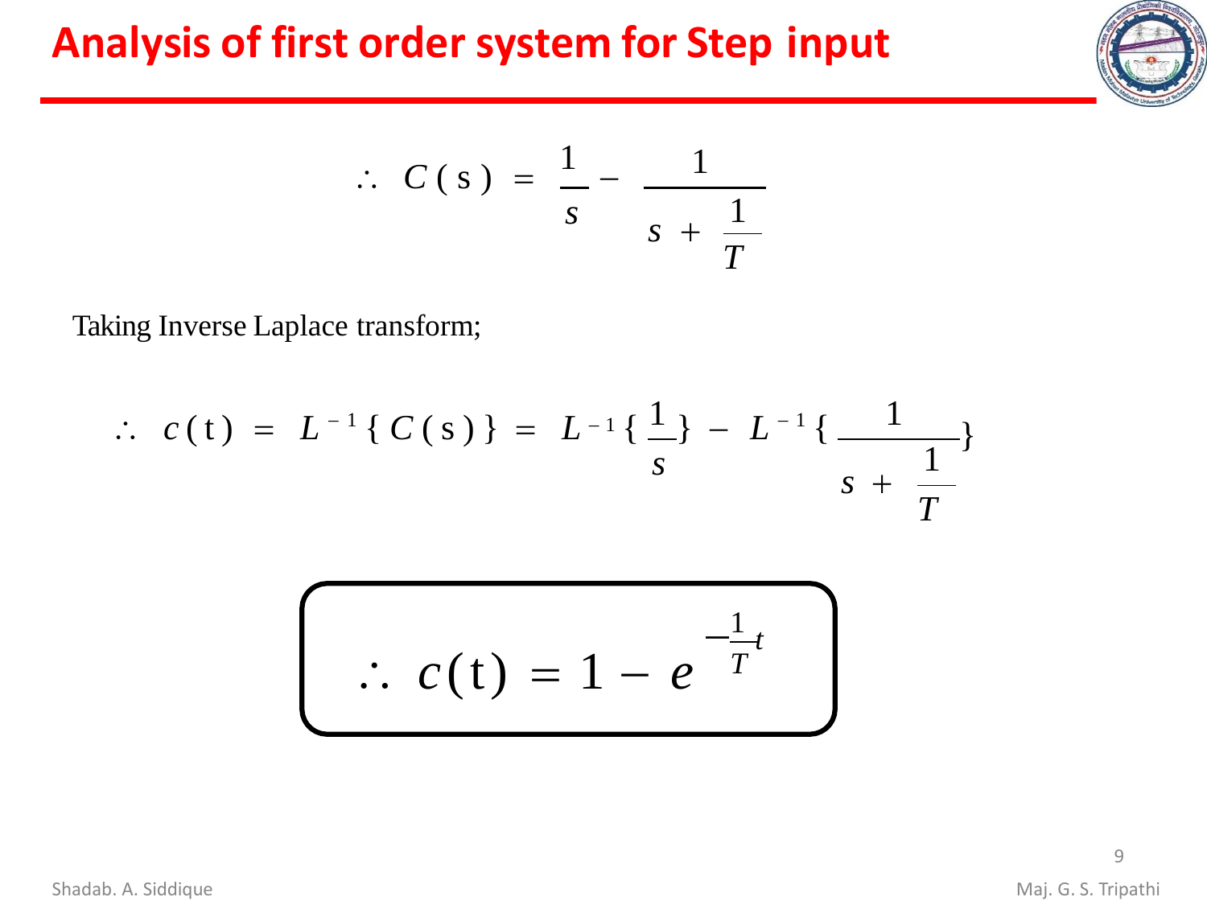# Analysis of first order system for Step input

$$\therefore \; C(s) = \frac{1}{s} - \frac{1}{s + \frac{1}{T}}$$

Taking Inverse Laplace transform;

$$\therefore \; c(t) = L^{-1}\{C(s)\} = L^{-1}\{\frac{1}{s}\} - L^{-1}\{\frac{1}{s + \frac{1}{T}}\}$$

$$\therefore \; c(t) = 1 - e^{-\frac{1}{T}t}$$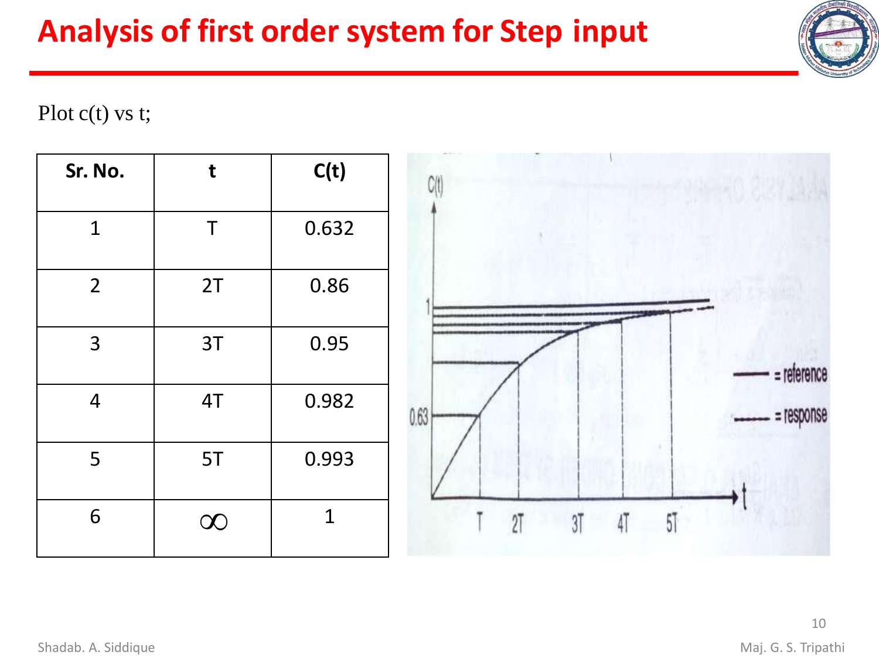# Analysis of first order system for Step input

Plot c(t) vs t;

| Sr. No. | t | C(t) |
|---|---|---|
| 1 | T | 0.632 |
| 2 | 2T | 0.86 |
| 3 | 3T | 0.95 |
| 4 | 4T | 0.982 |
| 5 | 5T | 0.993 |
| 6 | $\infty$ | 1 |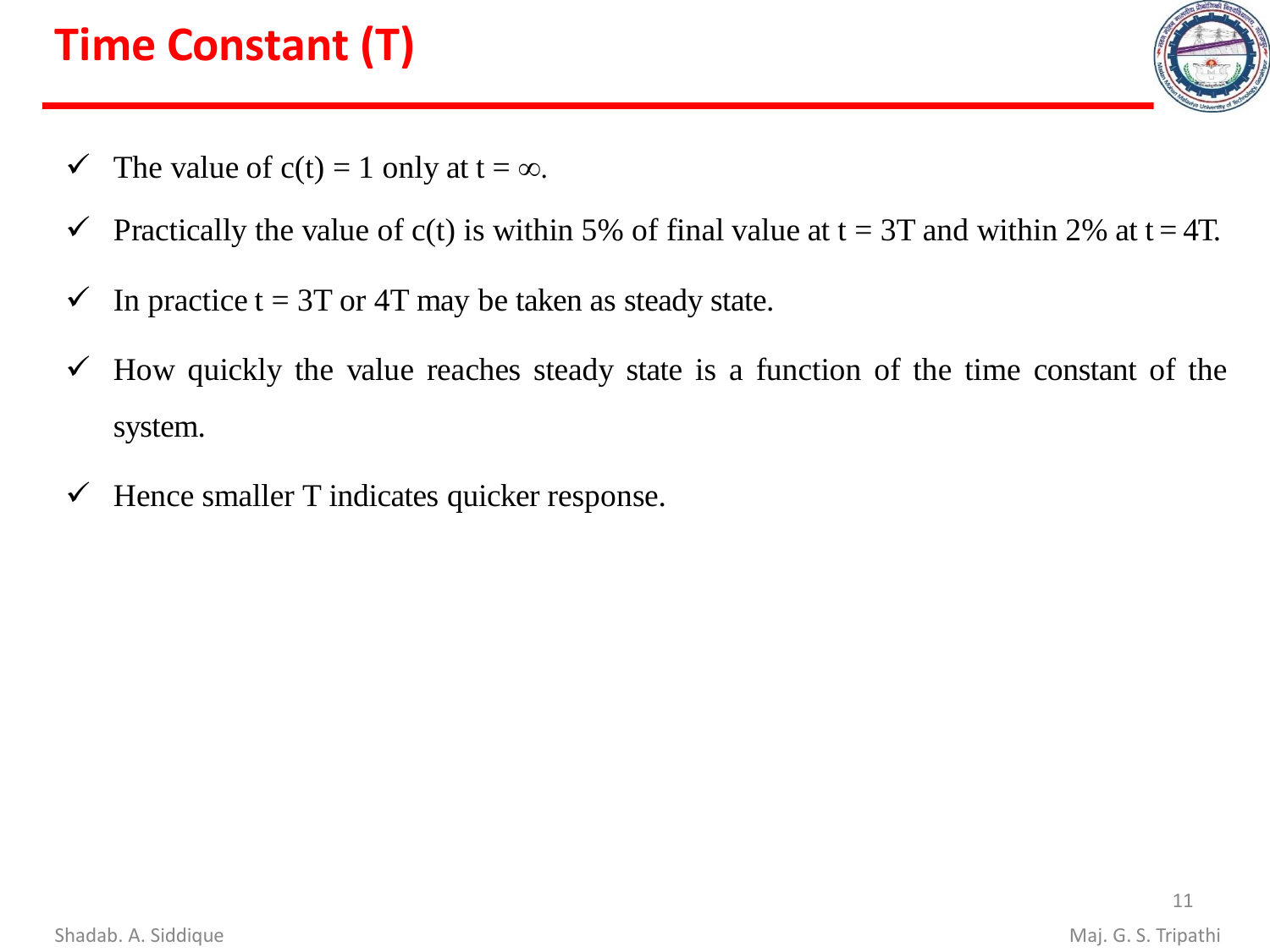# Time Constant (T)

- ✓ The value of $c(t) = 1$ only at $t = \infty$.
- ✓ Practically the value of $c(t)$ is within 5% of final value at $t = 3T$ and within 2% at $t = 4T$.
- ✓ In practice $t = 3T$ or $4T$ may be taken as steady state.
- ✓ How quickly the value reaches steady state is a function of the time constant of the system.
- ✓ Hence smaller T indicates quicker response.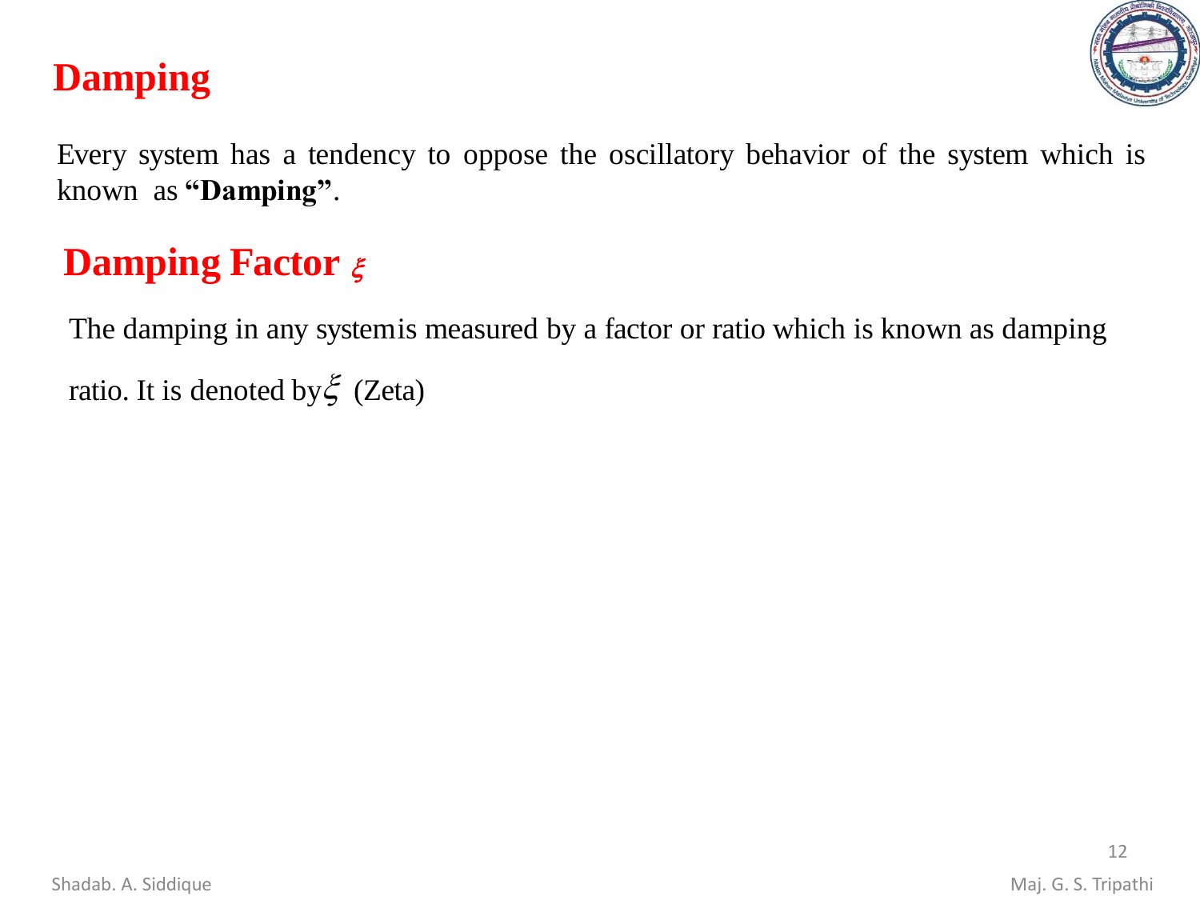## Damping

Every system has a tendency to oppose the oscillatory behavior of the system which is known as **"Damping"**.

## Damping Factor $\xi$

The damping in any systemis measured by a factor or ratio which is known as damping ratio. It is denoted by $\xi$ (Zeta)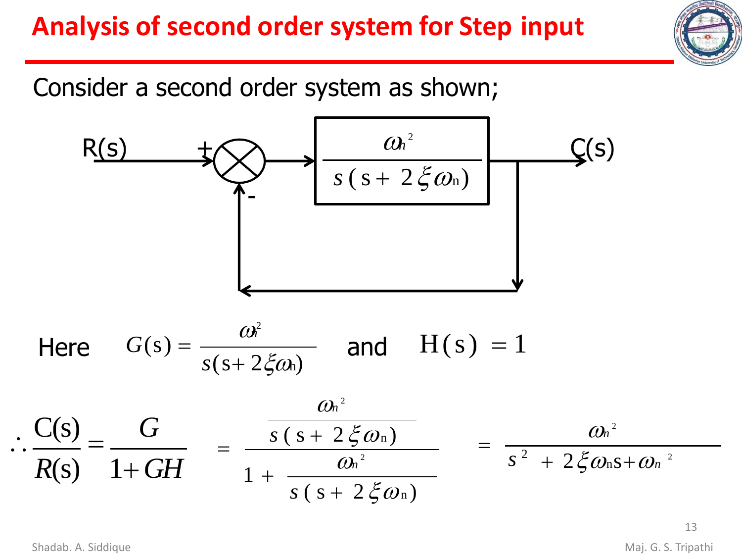# Analysis of second order system for Step input

Consider a second order system as shown;

R(s) → (+) ⊗ (−) → $\dfrac{\omega_n^2}{s(s+2\xi\omega_n)}$ → C(s), with unity feedback from C(s) to the summing junction.

Here $G(s) = \dfrac{\omega_n^2}{s(s+2\xi\omega_n)}$ and $H(s) = 1$

$$\therefore \frac{C(s)}{R(s)} = \frac{G}{1+GH} = \frac{\dfrac{\omega_n^2}{s(s+2\xi\omega_n)}}{1+\dfrac{\omega_n^2}{s(s+2\xi\omega_n)}} = \frac{\omega_n^2}{s^2+2\xi\omega_n s+\omega_n^2}$$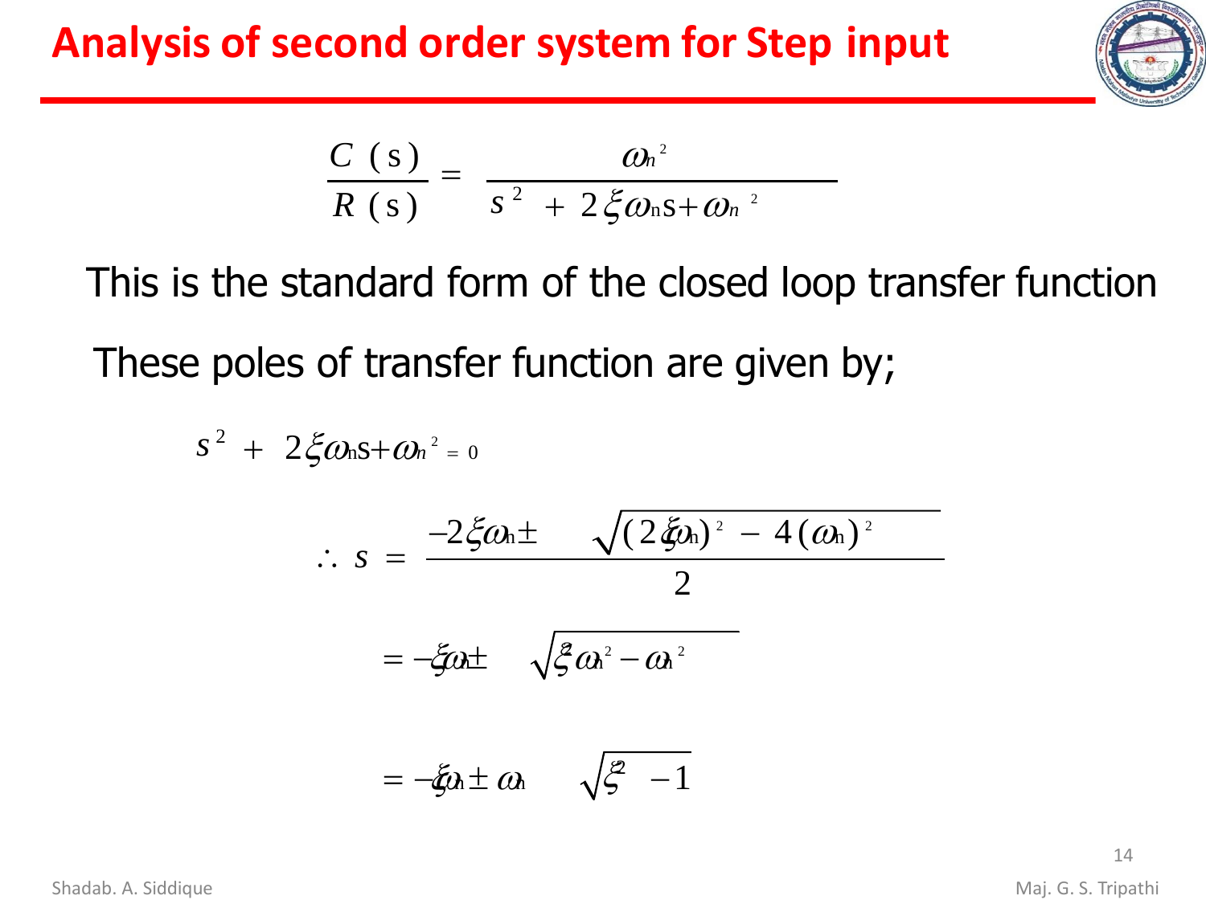# Analysis of second order system for Step input

$$\frac{C(s)}{R(s)} = \frac{\omega_n^2}{s^2 + 2\xi\omega_n s + \omega_n^2}$$

This is the standard form of the closed loop transfer function

These poles of transfer function are given by;

$$s^2 + 2\xi\omega_n s + \omega_n^2 = 0$$

$$\therefore\ s = \frac{-2\xi\omega_n \pm \sqrt{(2\xi\omega_n)^2 - 4(\omega_n)^2}}{2}$$

$$= -\xi\omega_n \pm \sqrt{\xi^2\omega_n^2 - \omega_n^2}$$

$$= -\xi\omega_n \pm \omega_n\sqrt{\xi^2 - 1}$$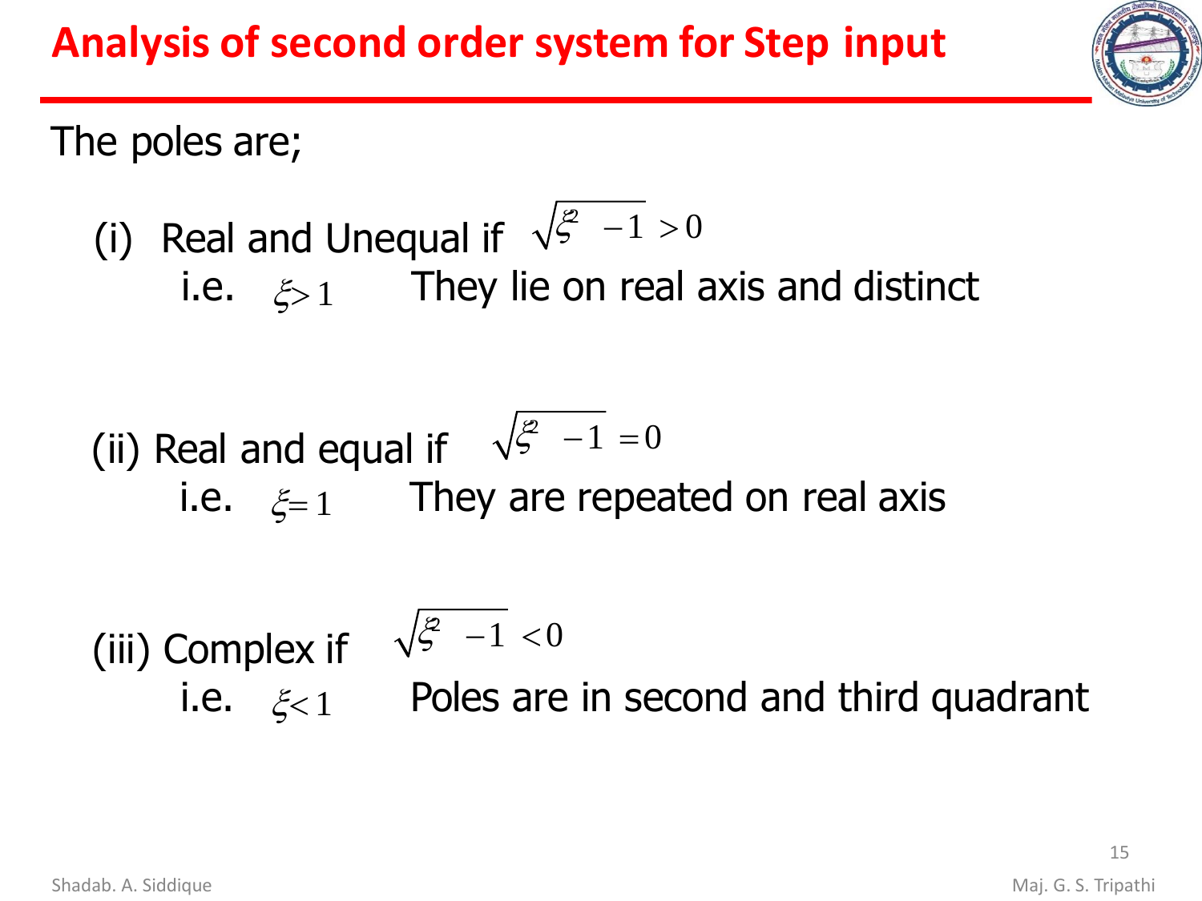# Analysis of second order system for Step input

The poles are;

(i) Real and Unequal if $\sqrt{\xi^2 - 1} > 0$

i.e. $\xi > 1$ They lie on real axis and distinct

(ii) Real and equal if $\sqrt{\xi^2 - 1} = 0$

i.e. $\xi = 1$ They are repeated on real axis

(iii) Complex if $\sqrt{\xi^2 - 1} < 0$

i.e. $\xi < 1$ Poles are in second and third quadrant